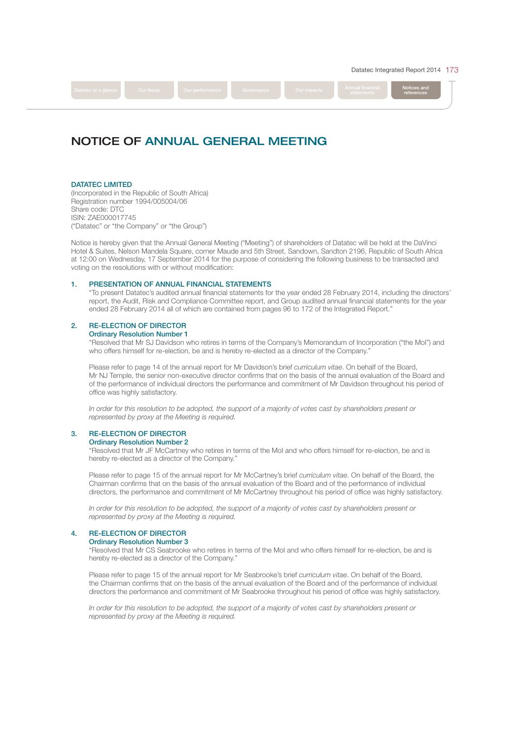# NOTICE OF ANNUAL GENERAL MEETING

**DATATEC LIMITED**
(Incorporated in the Republic of South Africa)
Registration number 1994/005004/06
Share code: DTC
ISIN: ZAE000017745
("Datatec" or "the Company" or "the Group")

Notice is hereby given that the Annual General Meeting ("Meeting") of shareholders of Datatec will be held at the DaVinci Hotel & Suites, Nelson Mandela Square, corner Maude and 5th Street, Sandown, Sandton 2196, Republic of South Africa at 12:00 on Wednesday, 17 September 2014 for the purpose of considering the following business to be transacted and voting on the resolutions with or without modification:

## 1. PRESENTATION OF ANNUAL FINANCIAL STATEMENTS

"To present Datatec's audited annual financial statements for the year ended 28 February 2014, including the directors' report, the Audit, Risk and Compliance Committee report, and Group audited annual financial statements for the year ended 28 February 2014 all of which are contained from pages 96 to 172 of the Integrated Report."

## 2. RE-ELECTION OF DIRECTOR

### Ordinary Resolution Number 1

"Resolved that Mr SJ Davidson who retires in terms of the Company's Memorandum of Incorporation ("the MoI") and who offers himself for re-election, be and is hereby re-elected as a director of the Company."

Please refer to page 14 of the annual report for Mr Davidson's brief *curriculum vitae*. On behalf of the Board, Mr NJ Temple, the senior non-executive director confirms that on the basis of the annual evaluation of the Board and of the performance of individual directors the performance and commitment of Mr Davidson throughout his period of office was highly satisfactory.

*In order for this resolution to be adopted, the support of a majority of votes cast by shareholders present or represented by proxy at the Meeting is required.*

## 3. RE-ELECTION OF DIRECTOR

### Ordinary Resolution Number 2

"Resolved that Mr JF McCartney who retires in terms of the MoI and who offers himself for re-election, be and is hereby re-elected as a director of the Company."

Please refer to page 15 of the annual report for Mr McCartney's brief *curriculum vitae*. On behalf of the Board, the Chairman confirms that on the basis of the annual evaluation of the Board and of the performance of individual directors, the performance and commitment of Mr McCartney throughout his period of office was highly satisfactory.

*In order for this resolution to be adopted, the support of a majority of votes cast by shareholders present or represented by proxy at the Meeting is required.*

## 4. RE-ELECTION OF DIRECTOR

### Ordinary Resolution Number 3

"Resolved that Mr CS Seabrooke who retires in terms of the MoI and who offers himself for re-election, be and is hereby re-elected as a director of the Company."

Please refer to page 15 of the annual report for Mr Seabrooke's brief *curriculum vitae*. On behalf of the Board, the Chairman confirms that on the basis of the annual evaluation of the Board and of the performance of individual directors the performance and commitment of Mr Seabrooke throughout his period of office was highly satisfactory.

*In order for this resolution to be adopted, the support of a majority of votes cast by shareholders present or represented by proxy at the Meeting is required.*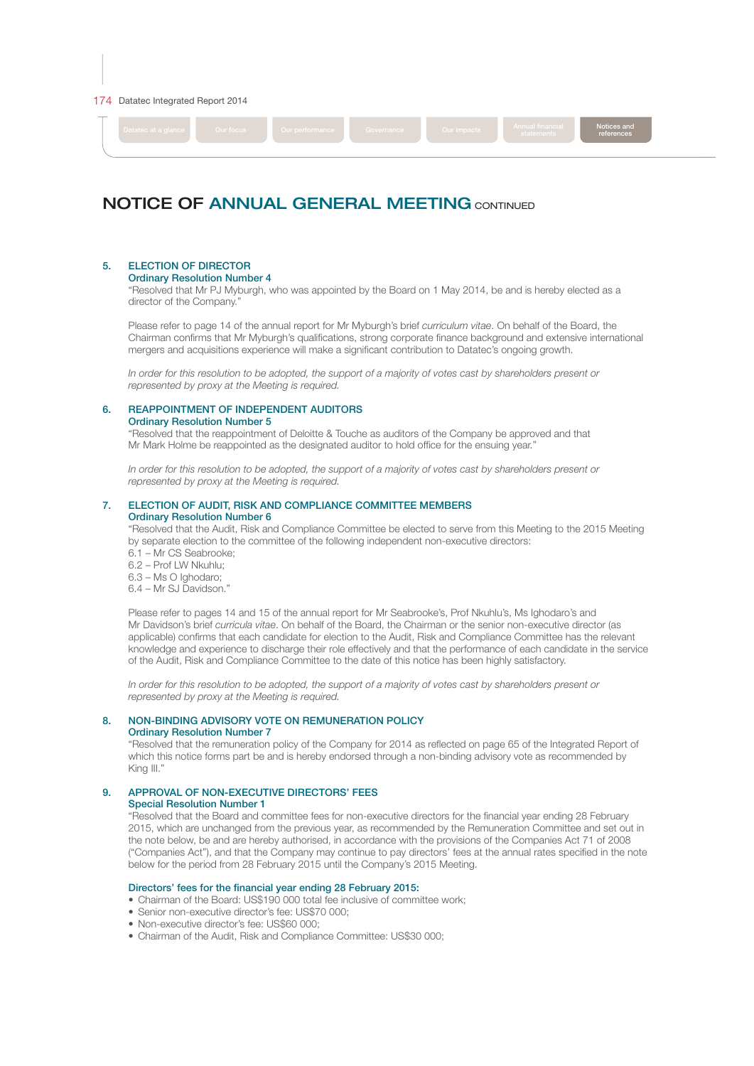# NOTICE OF ANNUAL GENERAL MEETING CONTINUED

## 5. ELECTION OF DIRECTOR

### Ordinary Resolution Number 4

"Resolved that Mr PJ Myburgh, who was appointed by the Board on 1 May 2014, be and is hereby elected as a director of the Company."

Please refer to page 14 of the annual report for Mr Myburgh's brief *curriculum vitae*. On behalf of the Board, the Chairman confirms that Mr Myburgh's qualifications, strong corporate finance background and extensive international mergers and acquisitions experience will make a significant contribution to Datatec's ongoing growth.

*In order for this resolution to be adopted, the support of a majority of votes cast by shareholders present or represented by proxy at the Meeting is required.*

## 6. REAPPOINTMENT OF INDEPENDENT AUDITORS

### Ordinary Resolution Number 5

"Resolved that the reappointment of Deloitte & Touche as auditors of the Company be approved and that Mr Mark Holme be reappointed as the designated auditor to hold office for the ensuing year."

*In order for this resolution to be adopted, the support of a majority of votes cast by shareholders present or represented by proxy at the Meeting is required.*

## 7. ELECTION OF AUDIT, RISK AND COMPLIANCE COMMITTEE MEMBERS

### Ordinary Resolution Number 6

"Resolved that the Audit, Risk and Compliance Committee be elected to serve from this Meeting to the 2015 Meeting by separate election to the committee of the following independent non-executive directors:

6.1 – Mr CS Seabrooke;
6.2 – Prof LW Nkuhlu;
6.3 – Ms O Ighodaro;
6.4 – Mr SJ Davidson."

Please refer to pages 14 and 15 of the annual report for Mr Seabrooke's, Prof Nkuhlu's, Ms Ighodaro's and Mr Davidson's brief *curricula vitae*. On behalf of the Board, the Chairman or the senior non-executive director (as applicable) confirms that each candidate for election to the Audit, Risk and Compliance Committee has the relevant knowledge and experience to discharge their role effectively and that the performance of each candidate in the service of the Audit, Risk and Compliance Committee to the date of this notice has been highly satisfactory.

*In order for this resolution to be adopted, the support of a majority of votes cast by shareholders present or represented by proxy at the Meeting is required.*

## 8. NON-BINDING ADVISORY VOTE ON REMUNERATION POLICY

### Ordinary Resolution Number 7

"Resolved that the remuneration policy of the Company for 2014 as reflected on page 65 of the Integrated Report of which this notice forms part be and is hereby endorsed through a non-binding advisory vote as recommended by King III."

## 9. APPROVAL OF NON-EXECUTIVE DIRECTORS' FEES

### Special Resolution Number 1

"Resolved that the Board and committee fees for non-executive directors for the financial year ending 28 February 2015, which are unchanged from the previous year, as recommended by the Remuneration Committee and set out in the note below, be and are hereby authorised, in accordance with the provisions of the Companies Act 71 of 2008 ("Companies Act"), and that the Company may continue to pay directors' fees at the annual rates specified in the note below for the period from 28 February 2015 until the Company's 2015 Meeting.

**Directors' fees for the financial year ending 28 February 2015:**

- Chairman of the Board: US$190 000 total fee inclusive of committee work;
- Senior non-executive director's fee: US$70 000;
- Non-executive director's fee: US$60 000;
- Chairman of the Audit, Risk and Compliance Committee: US$30 000;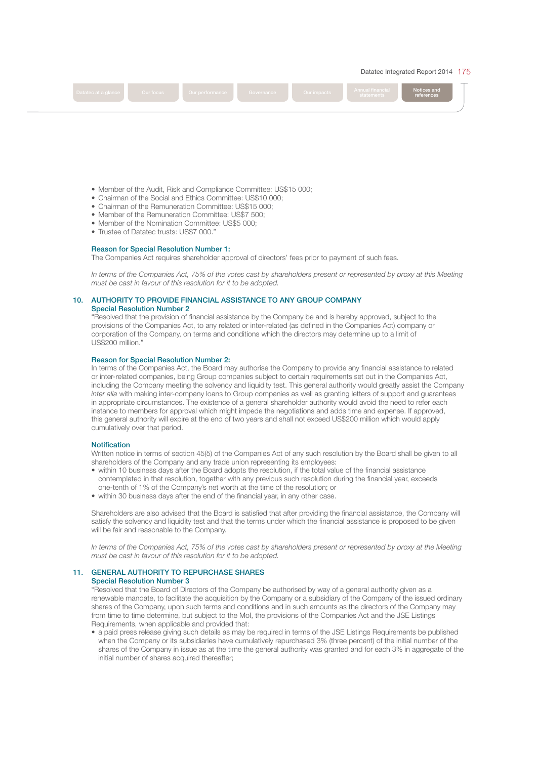- Member of the Audit, Risk and Compliance Committee: US$15 000;
- Chairman of the Social and Ethics Committee: US$10 000;
- Chairman of the Remuneration Committee: US$15 000;
- Member of the Remuneration Committee: US$7 500;
- Member of the Nomination Committee: US$5 000;
- Trustee of Datatec trusts: US$7 000."

**Reason for Special Resolution Number 1:**

The Companies Act requires shareholder approval of directors' fees prior to payment of such fees.

*In terms of the Companies Act, 75% of the votes cast by shareholders present or represented by proxy at this Meeting must be cast in favour of this resolution for it to be adopted.*

## 10. AUTHORITY TO PROVIDE FINANCIAL ASSISTANCE TO ANY GROUP COMPANY

**Special Resolution Number 2**

"Resolved that the provision of financial assistance by the Company be and is hereby approved, subject to the provisions of the Companies Act, to any related or inter-related (as defined in the Companies Act) company or corporation of the Company, on terms and conditions which the directors may determine up to a limit of US$200 million."

**Reason for Special Resolution Number 2:**

In terms of the Companies Act, the Board may authorise the Company to provide any financial assistance to related or inter-related companies, being Group companies subject to certain requirements set out in the Companies Act, including the Company meeting the solvency and liquidity test. This general authority would greatly assist the Company *inter alia* with making inter-company loans to Group companies as well as granting letters of support and guarantees in appropriate circumstances. The existence of a general shareholder authority would avoid the need to refer each instance to members for approval which might impede the negotiations and adds time and expense. If approved, this general authority will expire at the end of two years and shall not exceed US$200 million which would apply cumulatively over that period.

**Notification**

Written notice in terms of section 45(5) of the Companies Act of any such resolution by the Board shall be given to all shareholders of the Company and any trade union representing its employees:

- within 10 business days after the Board adopts the resolution, if the total value of the financial assistance contemplated in that resolution, together with any previous such resolution during the financial year, exceeds one-tenth of 1% of the Company's net worth at the time of the resolution; or
- within 30 business days after the end of the financial year, in any other case.

Shareholders are also advised that the Board is satisfied that after providing the financial assistance, the Company will satisfy the solvency and liquidity test and that the terms under which the financial assistance is proposed to be given will be fair and reasonable to the Company.

*In terms of the Companies Act, 75% of the votes cast by shareholders present or represented by proxy at the Meeting must be cast in favour of this resolution for it to be adopted.*

## 11. GENERAL AUTHORITY TO REPURCHASE SHARES

**Special Resolution Number 3**

"Resolved that the Board of Directors of the Company be authorised by way of a general authority given as a renewable mandate, to facilitate the acquisition by the Company or a subsidiary of the Company of the issued ordinary shares of the Company, upon such terms and conditions and in such amounts as the directors of the Company may from time to time determine, but subject to the MoI, the provisions of the Companies Act and the JSE Listings Requirements, when applicable and provided that:

- a paid press release giving such details as may be required in terms of the JSE Listings Requirements be published when the Company or its subsidiaries have cumulatively repurchased 3% (three percent) of the initial number of the shares of the Company in issue as at the time the general authority was granted and for each 3% in aggregate of the initial number of shares acquired thereafter;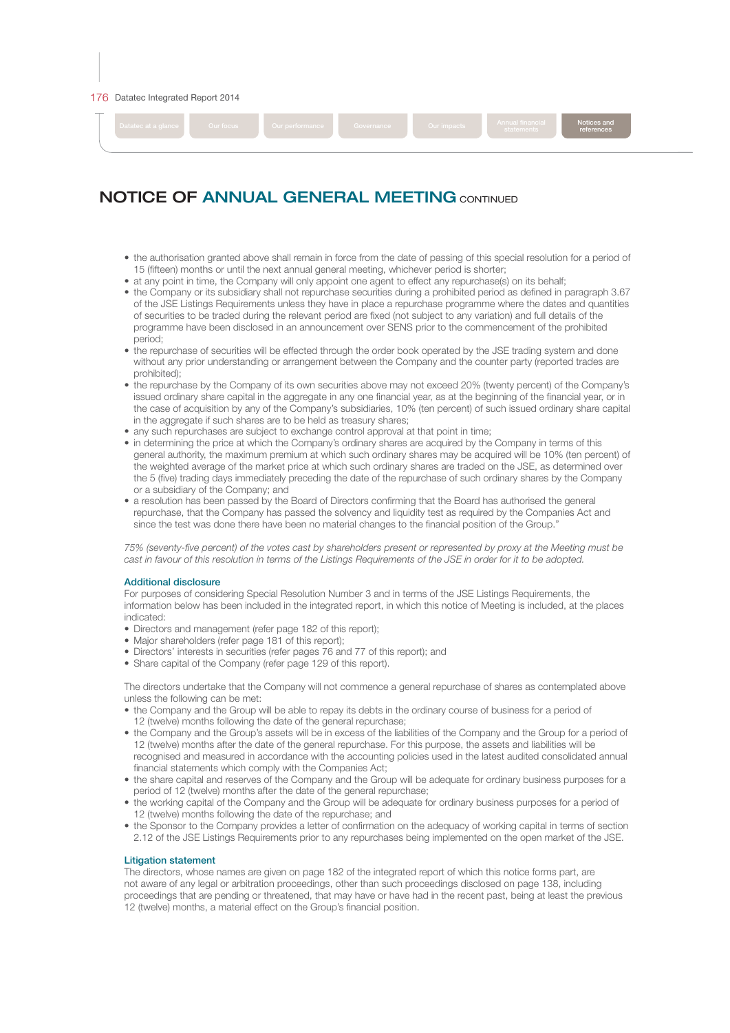## NOTICE OF ANNUAL GENERAL MEETING CONTINUED

- the authorisation granted above shall remain in force from the date of passing of this special resolution for a period of 15 (fifteen) months or until the next annual general meeting, whichever period is shorter;
- at any point in time, the Company will only appoint one agent to effect any repurchase(s) on its behalf;
- the Company or its subsidiary shall not repurchase securities during a prohibited period as defined in paragraph 3.67 of the JSE Listings Requirements unless they have in place a repurchase programme where the dates and quantities of securities to be traded during the relevant period are fixed (not subject to any variation) and full details of the programme have been disclosed in an announcement over SENS prior to the commencement of the prohibited period;
- the repurchase of securities will be effected through the order book operated by the JSE trading system and done without any prior understanding or arrangement between the Company and the counter party (reported trades are prohibited);
- the repurchase by the Company of its own securities above may not exceed 20% (twenty percent) of the Company's issued ordinary share capital in the aggregate in any one financial year, as at the beginning of the financial year, or in the case of acquisition by any of the Company's subsidiaries, 10% (ten percent) of such issued ordinary share capital in the aggregate if such shares are to be held as treasury shares;
- any such repurchases are subject to exchange control approval at that point in time;
- in determining the price at which the Company's ordinary shares are acquired by the Company in terms of this general authority, the maximum premium at which such ordinary shares may be acquired will be 10% (ten percent) of the weighted average of the market price at which such ordinary shares are traded on the JSE, as determined over the 5 (five) trading days immediately preceding the date of the repurchase of such ordinary shares by the Company or a subsidiary of the Company; and
- a resolution has been passed by the Board of Directors confirming that the Board has authorised the general repurchase, that the Company has passed the solvency and liquidity test as required by the Companies Act and since the test was done there have been no material changes to the financial position of the Group."

*75% (seventy-five percent) of the votes cast by shareholders present or represented by proxy at the Meeting must be cast in favour of this resolution in terms of the Listings Requirements of the JSE in order for it to be adopted.*

### Additional disclosure

For purposes of considering Special Resolution Number 3 and in terms of the JSE Listings Requirements, the information below has been included in the integrated report, in which this notice of Meeting is included, at the places indicated:

- Directors and management (refer page 182 of this report);
- Major shareholders (refer page 181 of this report);
- Directors' interests in securities (refer pages 76 and 77 of this report); and
- Share capital of the Company (refer page 129 of this report).

The directors undertake that the Company will not commence a general repurchase of shares as contemplated above unless the following can be met:

- the Company and the Group will be able to repay its debts in the ordinary course of business for a period of 12 (twelve) months following the date of the general repurchase;
- the Company and the Group's assets will be in excess of the liabilities of the Company and the Group for a period of 12 (twelve) months after the date of the general repurchase. For this purpose, the assets and liabilities will be recognised and measured in accordance with the accounting policies used in the latest audited consolidated annual financial statements which comply with the Companies Act;
- the share capital and reserves of the Company and the Group will be adequate for ordinary business purposes for a period of 12 (twelve) months after the date of the general repurchase;
- the working capital of the Company and the Group will be adequate for ordinary business purposes for a period of 12 (twelve) months following the date of the repurchase; and
- the Sponsor to the Company provides a letter of confirmation on the adequacy of working capital in terms of section 2.12 of the JSE Listings Requirements prior to any repurchases being implemented on the open market of the JSE.

### Litigation statement

The directors, whose names are given on page 182 of the integrated report of which this notice forms part, are not aware of any legal or arbitration proceedings, other than such proceedings disclosed on page 138, including proceedings that are pending or threatened, that may have or have had in the recent past, being at least the previous 12 (twelve) months, a material effect on the Group's financial position.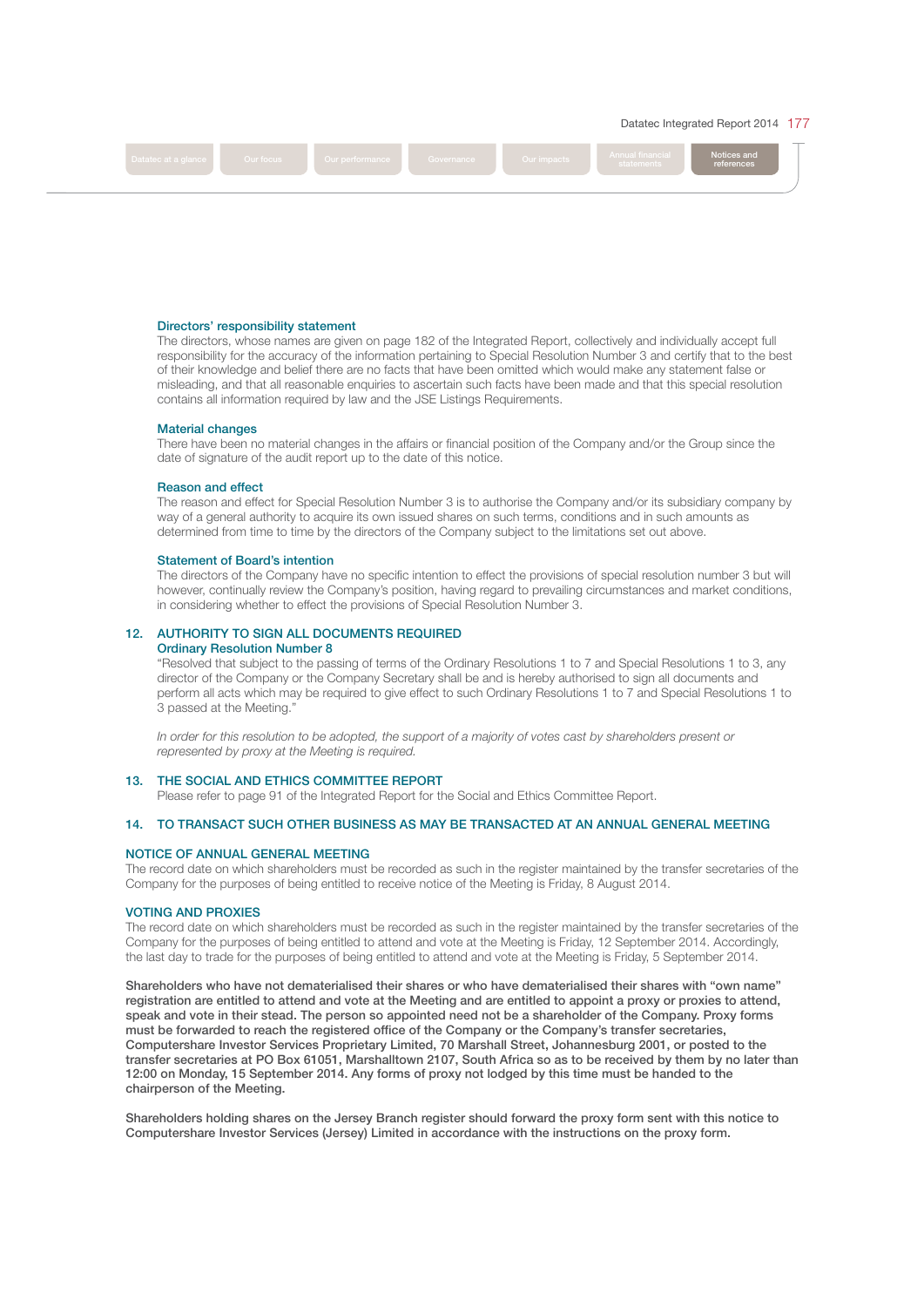### Directors' responsibility statement

The directors, whose names are given on page 182 of the Integrated Report, collectively and individually accept full responsibility for the accuracy of the information pertaining to Special Resolution Number 3 and certify that to the best of their knowledge and belief there are no facts that have been omitted which would make any statement false or misleading, and that all reasonable enquiries to ascertain such facts have been made and that this special resolution contains all information required by law and the JSE Listings Requirements.

### Material changes

There have been no material changes in the affairs or financial position of the Company and/or the Group since the date of signature of the audit report up to the date of this notice.

### Reason and effect

The reason and effect for Special Resolution Number 3 is to authorise the Company and/or its subsidiary company by way of a general authority to acquire its own issued shares on such terms, conditions and in such amounts as determined from time to time by the directors of the Company subject to the limitations set out above.

### Statement of Board's intention

The directors of the Company have no specific intention to effect the provisions of special resolution number 3 but will however, continually review the Company's position, having regard to prevailing circumstances and market conditions, in considering whether to effect the provisions of Special Resolution Number 3.

## 12. AUTHORITY TO SIGN ALL DOCUMENTS REQUIRED

### Ordinary Resolution Number 8

"Resolved that subject to the passing of terms of the Ordinary Resolutions 1 to 7 and Special Resolutions 1 to 3, any director of the Company or the Company Secretary shall be and is hereby authorised to sign all documents and perform all acts which may be required to give effect to such Ordinary Resolutions 1 to 7 and Special Resolutions 1 to 3 passed at the Meeting."

*In order for this resolution to be adopted, the support of a majority of votes cast by shareholders present or represented by proxy at the Meeting is required.*

## 13. THE SOCIAL AND ETHICS COMMITTEE REPORT

Please refer to page 91 of the Integrated Report for the Social and Ethics Committee Report.

## 14. TO TRANSACT SUCH OTHER BUSINESS AS MAY BE TRANSACTED AT AN ANNUAL GENERAL MEETING

## NOTICE OF ANNUAL GENERAL MEETING

The record date on which shareholders must be recorded as such in the register maintained by the transfer secretaries of the Company for the purposes of being entitled to receive notice of the Meeting is Friday, 8 August 2014.

## VOTING AND PROXIES

The record date on which shareholders must be recorded as such in the register maintained by the transfer secretaries of the Company for the purposes of being entitled to attend and vote at the Meeting is Friday, 12 September 2014. Accordingly, the last day to trade for the purposes of being entitled to attend and vote at the Meeting is Friday, 5 September 2014.

**Shareholders who have not dematerialised their shares or who have dematerialised their shares with "own name" registration are entitled to attend and vote at the Meeting and are entitled to appoint a proxy or proxies to attend, speak and vote in their stead. The person so appointed need not be a shareholder of the Company. Proxy forms must be forwarded to reach the registered office of the Company or the Company's transfer secretaries, Computershare Investor Services Proprietary Limited, 70 Marshall Street, Johannesburg 2001, or posted to the transfer secretaries at PO Box 61051, Marshalltown 2107, South Africa so as to be received by them by no later than 12:00 on Monday, 15 September 2014. Any forms of proxy not lodged by this time must be handed to the chairperson of the Meeting.**

**Shareholders holding shares on the Jersey Branch register should forward the proxy form sent with this notice to Computershare Investor Services (Jersey) Limited in accordance with the instructions on the proxy form.**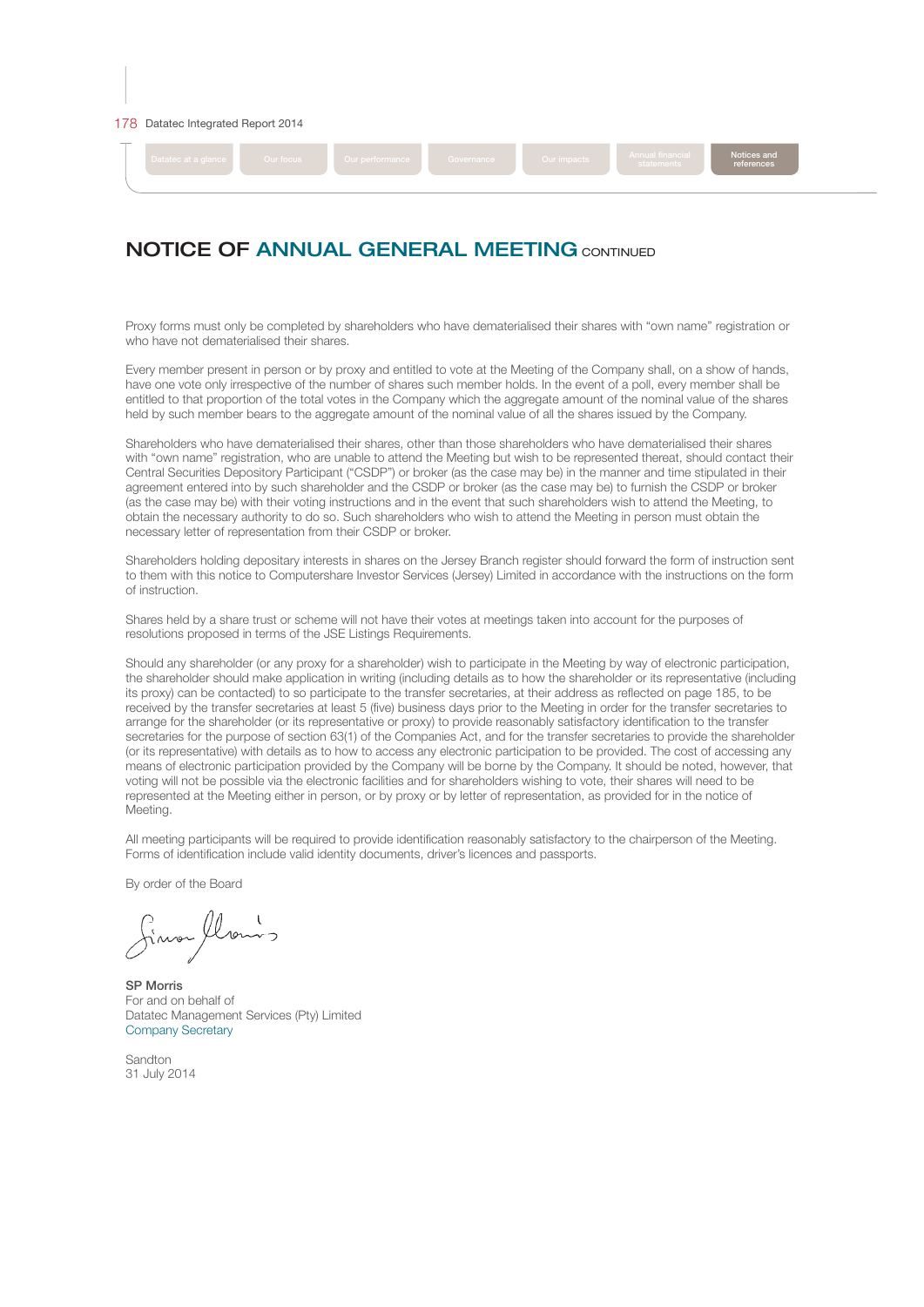# NOTICE OF ANNUAL GENERAL MEETING CONTINUED

Proxy forms must only be completed by shareholders who have dematerialised their shares with "own name" registration or who have not dematerialised their shares.

Every member present in person or by proxy and entitled to vote at the Meeting of the Company shall, on a show of hands, have one vote only irrespective of the number of shares such member holds. In the event of a poll, every member shall be entitled to that proportion of the total votes in the Company which the aggregate amount of the nominal value of the shares held by such member bears to the aggregate amount of the nominal value of all the shares issued by the Company.

Shareholders who have dematerialised their shares, other than those shareholders who have dematerialised their shares with "own name" registration, who are unable to attend the Meeting but wish to be represented thereat, should contact their Central Securities Depository Participant ("CSDP") or broker (as the case may be) in the manner and time stipulated in their agreement entered into by such shareholder and the CSDP or broker (as the case may be) to furnish the CSDP or broker (as the case may be) with their voting instructions and in the event that such shareholders wish to attend the Meeting, to obtain the necessary authority to do so. Such shareholders who wish to attend the Meeting in person must obtain the necessary letter of representation from their CSDP or broker.

Shareholders holding depositary interests in shares on the Jersey Branch register should forward the form of instruction sent to them with this notice to Computershare Investor Services (Jersey) Limited in accordance with the instructions on the form of instruction.

Shares held by a share trust or scheme will not have their votes at meetings taken into account for the purposes of resolutions proposed in terms of the JSE Listings Requirements.

Should any shareholder (or any proxy for a shareholder) wish to participate in the Meeting by way of electronic participation, the shareholder should make application in writing (including details as to how the shareholder or its representative (including its proxy) can be contacted) to so participate to the transfer secretaries, at their address as reflected on page 185, to be received by the transfer secretaries at least 5 (five) business days prior to the Meeting in order for the transfer secretaries to arrange for the shareholder (or its representative or proxy) to provide reasonably satisfactory identification to the transfer secretaries for the purpose of section 63(1) of the Companies Act, and for the transfer secretaries to provide the shareholder (or its representative) with details as to how to access any electronic participation to be provided. The cost of accessing any means of electronic participation provided by the Company will be borne by the Company. It should be noted, however, that voting will not be possible via the electronic facilities and for shareholders wishing to vote, their shares will need to be represented at the Meeting either in person, or by proxy or by letter of representation, as provided for in the notice of Meeting.

All meeting participants will be required to provide identification reasonably satisfactory to the chairperson of the Meeting. Forms of identification include valid identity documents, driver's licences and passports.

By order of the Board

**SP Morris**
For and on behalf of
Datatec Management Services (Pty) Limited
Company Secretary

Sandton
31 July 2014